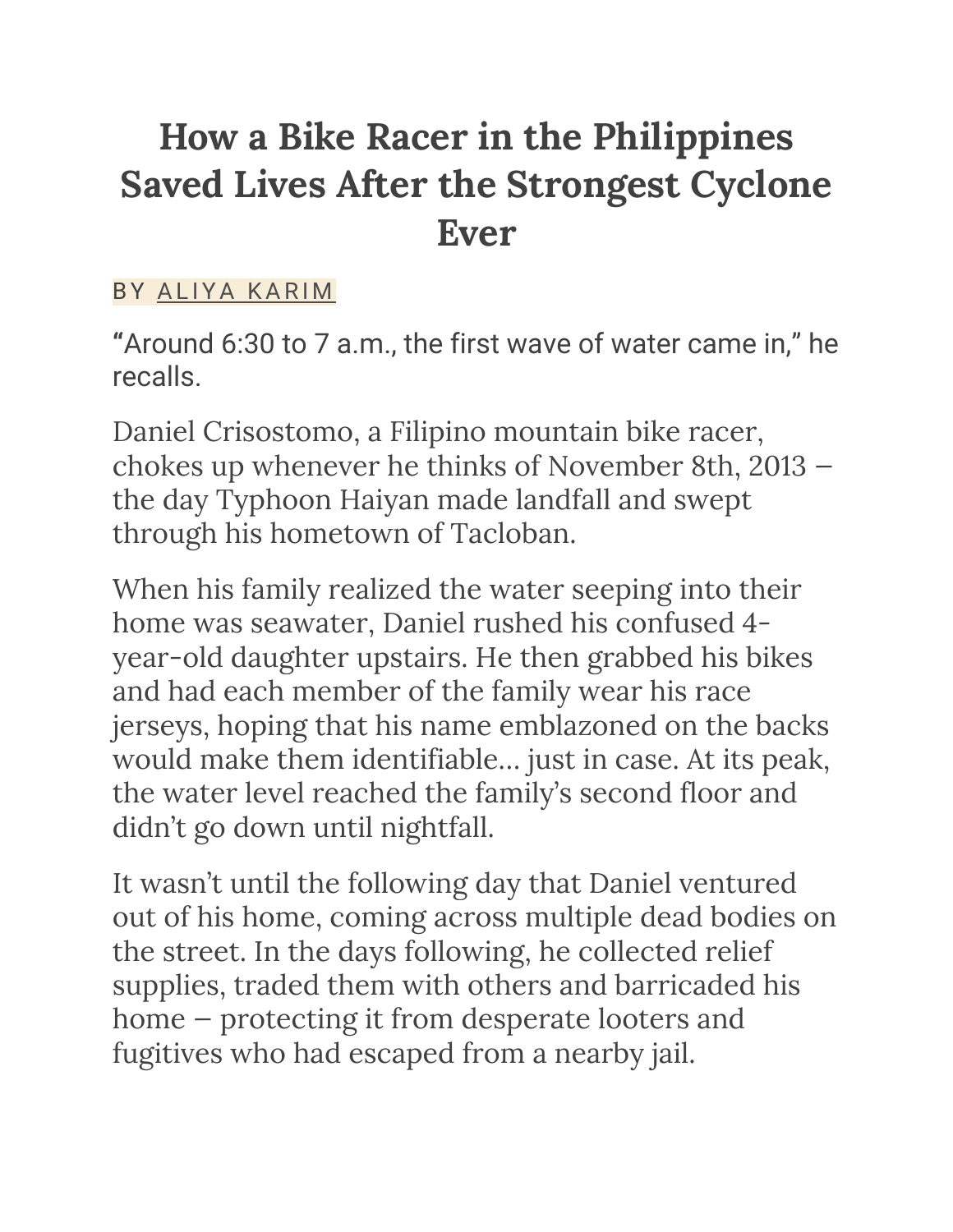# How a Bike Racer in the Philippines Saved Lives After the Strongest Cyclone Ever

BY ALIYA KARIM

"Around 6:30 to 7 a.m., the first wave of water came in," he recalls.

Daniel Crisostomo, a Filipino mountain bike racer, chokes up whenever he thinks of November 8th, 2013 – the day Typhoon Haiyan made landfall and swept through his hometown of Tacloban.

When his family realized the water seeping into their home was seawater, Daniel rushed his confused 4-year-old daughter upstairs. He then grabbed his bikes and had each member of the family wear his race jerseys, hoping that his name emblazoned on the backs would make them identifiable… just in case. At its peak, the water level reached the family's second floor and didn't go down until nightfall.

It wasn't until the following day that Daniel ventured out of his home, coming across multiple dead bodies on the street. In the days following, he collected relief supplies, traded them with others and barricaded his home – protecting it from desperate looters and fugitives who had escaped from a nearby jail.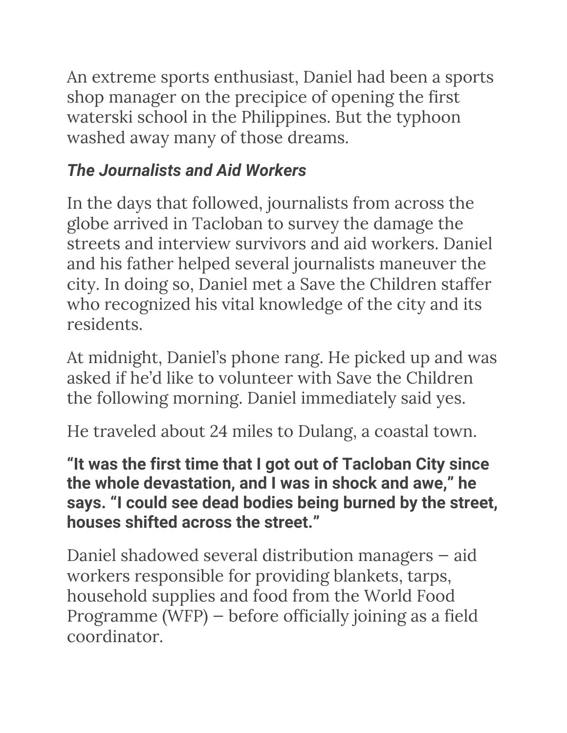An extreme sports enthusiast, Daniel had been a sports shop manager on the precipice of opening the first waterski school in the Philippines. But the typhoon washed away many of those dreams.

### *The Journalists and Aid Workers*

In the days that followed, journalists from across the globe arrived in Tacloban to survey the damage the streets and interview survivors and aid workers. Daniel and his father helped several journalists maneuver the city. In doing so, Daniel met a Save the Children staffer who recognized his vital knowledge of the city and its residents.

At midnight, Daniel's phone rang. He picked up and was asked if he'd like to volunteer with Save the Children the following morning. Daniel immediately said yes.

He traveled about 24 miles to Dulang, a coastal town.

**"It was the first time that I got out of Tacloban City since the whole devastation, and I was in shock and awe," he says. "I could see dead bodies being burned by the street, houses shifted across the street."**

Daniel shadowed several distribution managers – aid workers responsible for providing blankets, tarps, household supplies and food from the World Food Programme (WFP) – before officially joining as a field coordinator.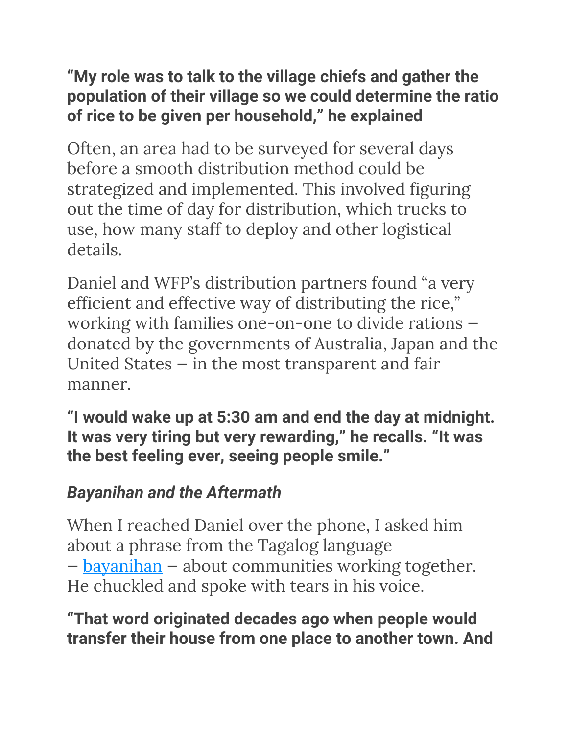**“My role was to talk to the village chiefs and gather the population of their village so we could determine the ratio of rice to be given per household,” he explained**

Often, an area had to be surveyed for several days before a smooth distribution method could be strategized and implemented. This involved figuring out the time of day for distribution, which trucks to use, how many staff to deploy and other logistical details.

Daniel and WFP’s distribution partners found “a very efficient and effective way of distributing the rice,” working with families one-on-one to divide rations – donated by the governments of Australia, Japan and the United States – in the most transparent and fair manner.

**“I would wake up at 5:30 am and end the day at midnight. It was very tiring but very rewarding,” he recalls. “It was the best feeling ever, seeing people smile.”**

### ***Bayanihan and the Aftermath***

When I reached Daniel over the phone, I asked him about a phrase from the Tagalog language – [bayanihan] – about communities working together. He chuckled and spoke with tears in his voice.

**“That word originated decades ago when people would transfer their house from one place to another town. And**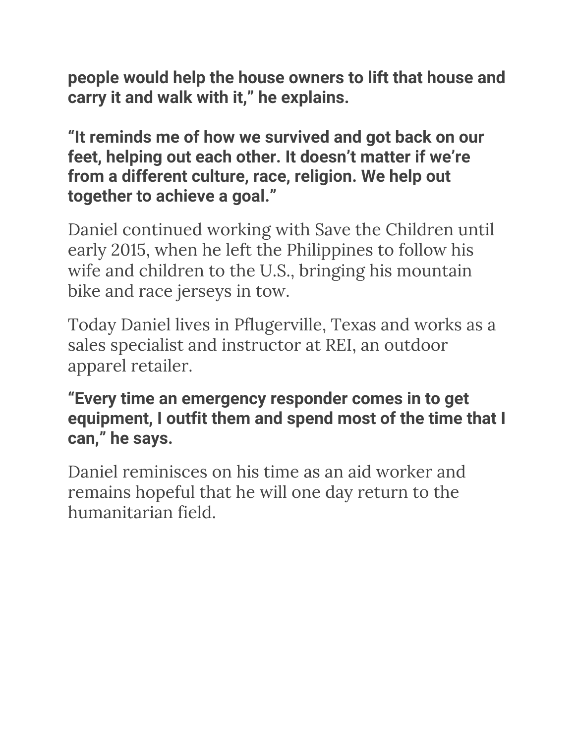**people would help the house owners to lift that house and carry it and walk with it," he explains.**

**"It reminds me of how we survived and got back on our feet, helping out each other. It doesn't matter if we're from a different culture, race, religion. We help out together to achieve a goal."**

Daniel continued working with Save the Children until early 2015, when he left the Philippines to follow his wife and children to the U.S., bringing his mountain bike and race jerseys in tow.

Today Daniel lives in Pflugerville, Texas and works as a sales specialist and instructor at REI, an outdoor apparel retailer.

**"Every time an emergency responder comes in to get equipment, I outfit them and spend most of the time that I can," he says.**

Daniel reminisces on his time as an aid worker and remains hopeful that he will one day return to the humanitarian field.